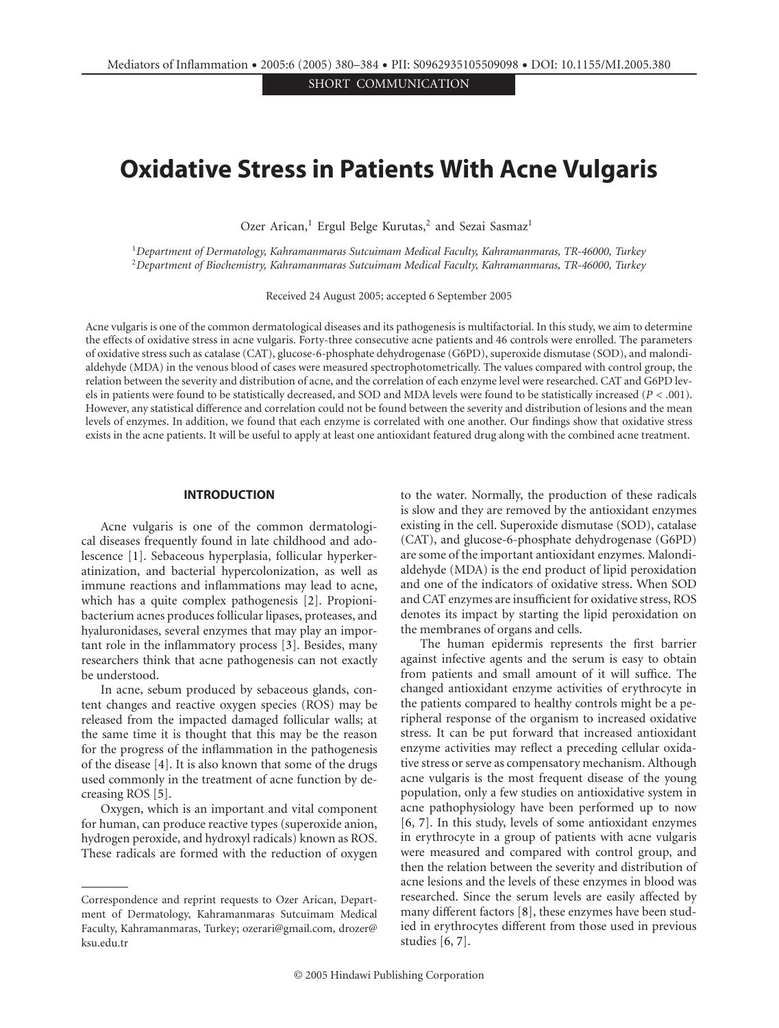SHORT COMMUNICATION

# Oxidative Stress in Patients With Acne Vulgaris

Ozer Arican,[1] Ergul Belge Kurutas,[2] and Sezai Sasmaz[1]

[1]*Department of Dermatology, Kahramanmaras Sutcuimam Medical Faculty, Kahramanmaras, TR-46000, Turkey*
[2]*Department of Biochemistry, Kahramanmaras Sutcuimam Medical Faculty, Kahramanmaras, TR-46000, Turkey*

Received 24 August 2005; accepted 6 September 2005

Acne vulgaris is one of the common dermatological diseases and its pathogenesis is multifactorial. In this study, we aim to determine the effects of oxidative stress in acne vulgaris. Forty-three consecutive acne patients and 46 controls were enrolled. The parameters of oxidative stress such as catalase (CAT), glucose-6-phosphate dehydrogenase (G6PD), superoxide dismutase (SOD), and malondialdehyde (MDA) in the venous blood of cases were measured spectrophotometrically. The values compared with control group, the relation between the severity and distribution of acne, and the correlation of each enzyme level were researched. CAT and G6PD levels in patients were found to be statistically decreased, and SOD and MDA levels were found to be statistically increased ($P < .001$). However, any statistical difference and correlation could not be found between the severity and distribution of lesions and the mean levels of enzymes. In addition, we found that each enzyme is correlated with one another. Our findings show that oxidative stress exists in the acne patients. It will be useful to apply at least one antioxidant featured drug along with the combined acne treatment.

## INTRODUCTION

Acne vulgaris is one of the common dermatological diseases frequently found in late childhood and adolescence [1]. Sebaceous hyperplasia, follicular hyperkeratinization, and bacterial hypercolonization, as well as immune reactions and inflammations may lead to acne, which has a quite complex pathogenesis [2]. Propionibacterium acnes produces follicular lipases, proteases, and hyaluronidases, several enzymes that may play an important role in the inflammatory process [3]. Besides, many researchers think that acne pathogenesis can not exactly be understood.

In acne, sebum produced by sebaceous glands, content changes and reactive oxygen species (ROS) may be released from the impacted damaged follicular walls; at the same time it is thought that this may be the reason for the progress of the inflammation in the pathogenesis of the disease [4]. It is also known that some of the drugs used commonly in the treatment of acne function by decreasing ROS [5].

Oxygen, which is an important and vital component for human, can produce reactive types (superoxide anion, hydrogen peroxide, and hydroxyl radicals) known as ROS. These radicals are formed with the reduction of oxygen to the water. Normally, the production of these radicals is slow and they are removed by the antioxidant enzymes existing in the cell. Superoxide dismutase (SOD), catalase (CAT), and glucose-6-phosphate dehydrogenase (G6PD) are some of the important antioxidant enzymes. Malondialdehyde (MDA) is the end product of lipid peroxidation and one of the indicators of oxidative stress. When SOD and CAT enzymes are insufficient for oxidative stress, ROS denotes its impact by starting the lipid peroxidation on the membranes of organs and cells.

The human epidermis represents the first barrier against infective agents and the serum is easy to obtain from patients and small amount of it will suffice. The changed antioxidant enzyme activities of erythrocyte in the patients compared to healthy controls might be a peripheral response of the organism to increased oxidative stress. It can be put forward that increased antioxidant enzyme activities may reflect a preceding cellular oxidative stress or serve as compensatory mechanism. Although acne vulgaris is the most frequent disease of the young population, only a few studies on antioxidative system in acne pathophysiology have been performed up to now [6, 7]. In this study, levels of some antioxidant enzymes in erythrocyte in a group of patients with acne vulgaris were measured and compared with control group, and then the relation between the severity and distribution of acne lesions and the levels of these enzymes in blood was researched. Since the serum levels are easily affected by many different factors [8], these enzymes have been studied in erythrocytes different from those used in previous studies [6, 7].

Correspondence and reprint requests to Ozer Arican, Department of Dermatology, Kahramanmaras Sutcuimam Medical Faculty, Kahramanmaras, Turkey; ozerari@gmail.com, drozer@ksu.edu.tr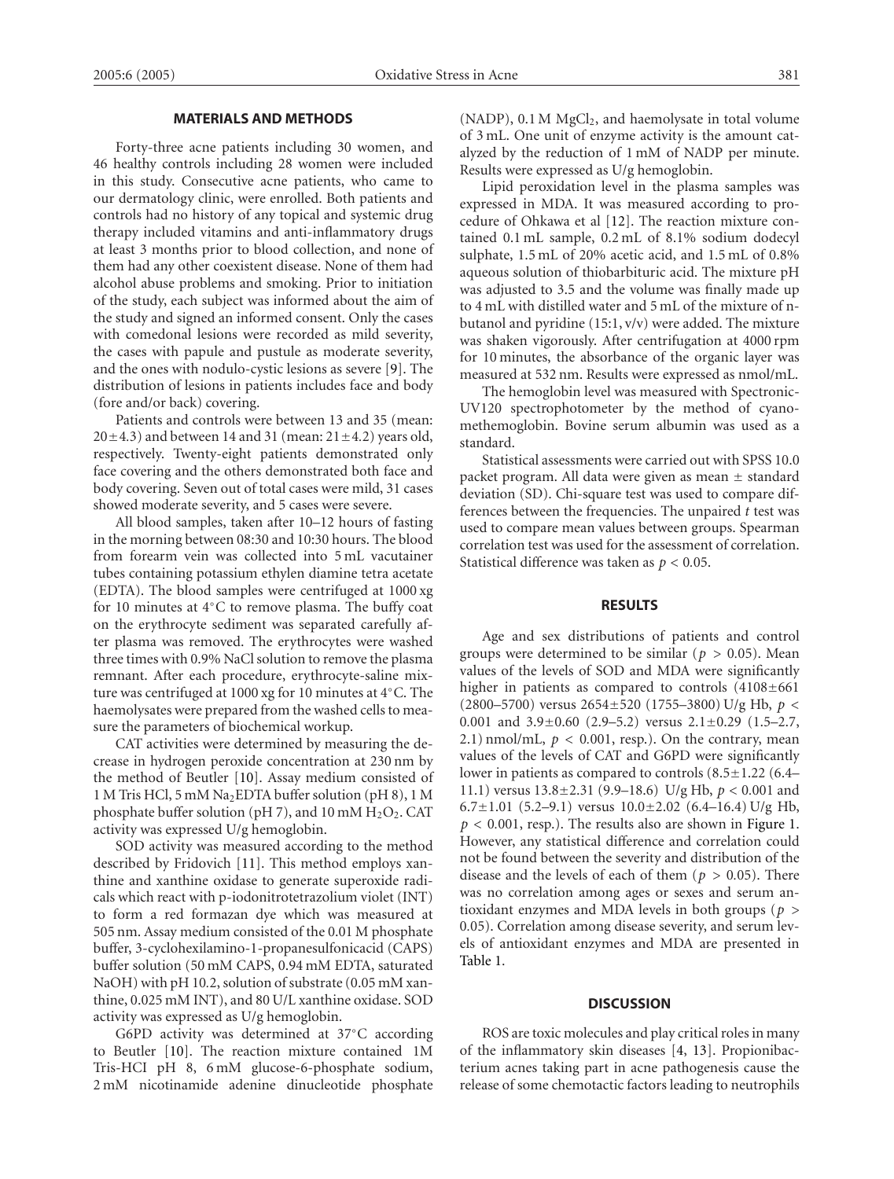## MATERIALS AND METHODS

Forty-three acne patients including 30 women, and 46 healthy controls including 28 women were included in this study. Consecutive acne patients, who came to our dermatology clinic, were enrolled. Both patients and controls had no history of any topical and systemic drug therapy included vitamins and anti-inflammatory drugs at least 3 months prior to blood collection, and none of them had any other coexistent disease. None of them had alcohol abuse problems and smoking. Prior to initiation of the study, each subject was informed about the aim of the study and signed an informed consent. Only the cases with comedonal lesions were recorded as mild severity, the cases with papule and pustule as moderate severity, and the ones with nodulo-cystic lesions as severe [9]. The distribution of lesions in patients includes face and body (fore and/or back) covering.

Patients and controls were between 13 and 35 (mean: $20 \pm 4.3$) and between 14 and 31 (mean: $21 \pm 4.2$) years old, respectively. Twenty-eight patients demonstrated only face covering and the others demonstrated both face and body covering. Seven out of total cases were mild, 31 cases showed moderate severity, and 5 cases were severe.

All blood samples, taken after 10–12 hours of fasting in the morning between 08:30 and 10:30 hours. The blood from forearm vein was collected into 5 mL vacutainer tubes containing potassium ethylen diamine tetra acetate (EDTA). The blood samples were centrifuged at 1000 xg for 10 minutes at 4°C to remove plasma. The buffy coat on the erythrocyte sediment was separated carefully after plasma was removed. The erythrocytes were washed three times with 0.9% NaCl solution to remove the plasma remnant. After each procedure, erythrocyte-saline mixture was centrifuged at 1000 xg for 10 minutes at 4°C. The haemolysates were prepared from the washed cells to measure the parameters of biochemical workup.

CAT activities were determined by measuring the decrease in hydrogen peroxide concentration at 230 nm by the method of Beutler [10]. Assay medium consisted of 1 M Tris HCl, 5 mM $Na_2$EDTA buffer solution (pH 8), 1 M phosphate buffer solution (pH 7), and 10 mM $H_2O_2$. CAT activity was expressed U/g hemoglobin.

SOD activity was measured according to the method described by Fridovich [11]. This method employs xanthine and xanthine oxidase to generate superoxide radicals which react with p-iodonitrotetrazolium violet (INT) to form a red formazan dye which was measured at 505 nm. Assay medium consisted of the 0.01 M phosphate buffer, 3-cyclohexilamino-1-propanesulfonicacid (CAPS) buffer solution (50 mM CAPS, 0.94 mM EDTA, saturated NaOH) with pH 10.2, solution of substrate (0.05 mM xanthine, 0.025 mM INT), and 80 U/L xanthine oxidase. SOD activity was expressed as U/g hemoglobin.

G6PD activity was determined at 37°C according to Beutler [10]. The reaction mixture contained 1M Tris-HCI pH 8, 6 mM glucose-6-phosphate sodium, 2 mM nicotinamide adenine dinucleotide phosphate (NADP), 0.1 M $MgCl_2$, and haemolysate in total volume of 3 mL. One unit of enzyme activity is the amount catalyzed by the reduction of 1 mM of NADP per minute. Results were expressed as U/g hemoglobin.

Lipid peroxidation level in the plasma samples was expressed in MDA. It was measured according to procedure of Ohkawa et al [12]. The reaction mixture contained 0.1 mL sample, 0.2 mL of 8.1% sodium dodecyl sulphate, 1.5 mL of 20% acetic acid, and 1.5 mL of 0.8% aqueous solution of thiobarbituric acid. The mixture pH was adjusted to 3.5 and the volume was finally made up to 4 mL with distilled water and 5 mL of the mixture of n-butanol and pyridine (15:1, v/v) were added. The mixture was shaken vigorously. After centrifugation at 4000 rpm for 10 minutes, the absorbance of the organic layer was measured at 532 nm. Results were expressed as nmol/mL.

The hemoglobin level was measured with Spectronic-UV120 spectrophotometer by the method of cyanomethemoglobin. Bovine serum albumin was used as a standard.

Statistical assessments were carried out with SPSS 10.0 packet program. All data were given as mean ± standard deviation (SD). Chi-square test was used to compare differences between the frequencies. The unpaired $t$ test was used to compare mean values between groups. Spearman correlation test was used for the assessment of correlation. Statistical difference was taken as $p < 0.05$.

## RESULTS

Age and sex distributions of patients and control groups were determined to be similar ($p > 0.05$). Mean values of the levels of SOD and MDA were significantly higher in patients as compared to controls ($4108 \pm 661$ (2800–5700) versus $2654 \pm 520$ (1755–3800) U/g Hb, $p < 0.001$ and $3.9 \pm 0.60$ (2.9–5.2) versus $2.1 \pm 0.29$ (1.5–2.7, 2.1) nmol/mL, $p < 0.001$, resp.). On the contrary, mean values of the levels of CAT and G6PD were significantly lower in patients as compared to controls ($8.5 \pm 1.22$ (6.4–11.1) versus $13.8 \pm 2.31$ (9.9–18.6) U/g Hb, $p < 0.001$ and $6.7 \pm 1.01$ (5.2–9.1) versus $10.0 \pm 2.02$ (6.4–16.4) U/g Hb, $p < 0.001$, resp.). The results also are shown in Figure 1. However, any statistical difference and correlation could not be found between the severity and distribution of the disease and the levels of each of them ($p > 0.05$). There was no correlation among ages or sexes and serum antioxidant enzymes and MDA levels in both groups ($p > 0.05$). Correlation among disease severity, and serum levels of antioxidant enzymes and MDA are presented in Table 1.

## DISCUSSION

ROS are toxic molecules and play critical roles in many of the inflammatory skin diseases [4, 13]. Propionibacterium acnes taking part in acne pathogenesis cause the release of some chemotactic factors leading to neutrophils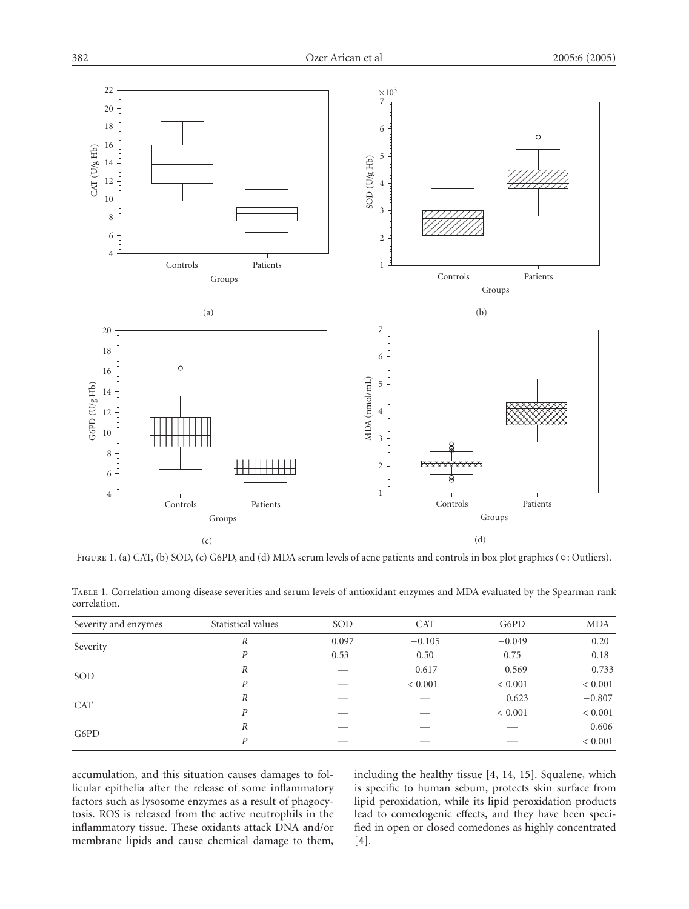Figure 1. (a) CAT, (b) SOD, (c) G6PD, and (d) MDA serum levels of acne patients and controls in box plot graphics (○: Outliers).

Table 1. Correlation among disease severities and serum levels of antioxidant enzymes and MDA evaluated by the Spearman rank correlation.

| Severity and enzymes | Statistical values | SOD | CAT | G6PD | MDA |
|---|---|---|---|---|---|
| Severity | *R* | 0.097 | −0.105 | −0.049 | 0.20 |
| | *P* | 0.53 | 0.50 | 0.75 | 0.18 |
| SOD | *R* | — | −0.617 | −0.569 | 0.733 |
| | *P* | — | < 0.001 | < 0.001 | < 0.001 |
| CAT | *R* | — | — | 0.623 | −0.807 |
| | *P* | — | — | < 0.001 | < 0.001 |
| G6PD | *R* | — | — | — | −0.606 |
| | *P* | — | — | — | < 0.001 |

accumulation, and this situation causes damages to follicular epithelia after the release of some inflammatory factors such as lysosome enzymes as a result of phagocytosis. ROS is released from the active neutrophils in the inflammatory tissue. These oxidants attack DNA and/or membrane lipids and cause chemical damage to them, including the healthy tissue [4, 14, 15]. Squalene, which is specific to human sebum, protects skin surface from lipid peroxidation, while its lipid peroxidation products lead to comedogenic effects, and they have been specified in open or closed comedones as highly concentrated [4].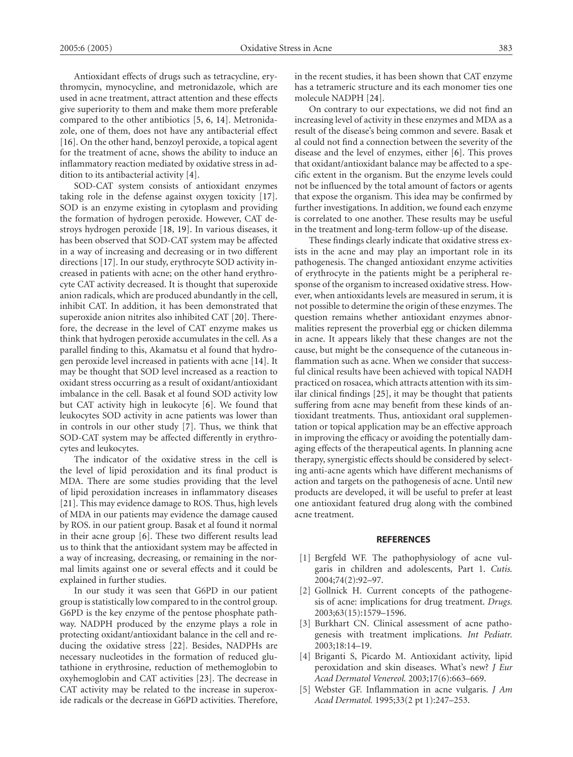Antioxidant effects of drugs such as tetracycline, erythromycin, mynocycline, and metronidazole, which are used in acne treatment, attract attention and these effects give superiority to them and make them more preferable compared to the other antibiotics [5, 6, 14]. Metronidazole, one of them, does not have any antibacterial effect [16]. On the other hand, benzoyl peroxide, a topical agent for the treatment of acne, shows the ability to induce an inflammatory reaction mediated by oxidative stress in addition to its antibacterial activity [4].

SOD-CAT system consists of antioxidant enzymes taking role in the defense against oxygen toxicity [17]. SOD is an enzyme existing in cytoplasm and providing the formation of hydrogen peroxide. However, CAT destroys hydrogen peroxide [18, 19]. In various diseases, it has been observed that SOD-CAT system may be affected in a way of increasing and decreasing or in two different directions [17]. In our study, erythrocyte SOD activity increased in patients with acne; on the other hand erythrocyte CAT activity decreased. It is thought that superoxide anion radicals, which are produced abundantly in the cell, inhibit CAT. In addition, it has been demonstrated that superoxide anion nitrites also inhibited CAT [20]. Therefore, the decrease in the level of CAT enzyme makes us think that hydrogen peroxide accumulates in the cell. As a parallel finding to this, Akamatsu et al found that hydrogen peroxide level increased in patients with acne [14]. It may be thought that SOD level increased as a reaction to oxidant stress occurring as a result of oxidant/antioxidant imbalance in the cell. Basak et al found SOD activity low but CAT activity high in leukocyte [6]. We found that leukocytes SOD activity in acne patients was lower than in controls in our other study [7]. Thus, we think that SOD-CAT system may be affected differently in erythrocytes and leukocytes.

The indicator of the oxidative stress in the cell is the level of lipid peroxidation and its final product is MDA. There are some studies providing that the level of lipid peroxidation increases in inflammatory diseases [21]. This may evidence damage to ROS. Thus, high levels of MDA in our patients may evidence the damage caused by ROS. in our patient group. Basak et al found it normal in their acne group [6]. These two different results lead us to think that the antioxidant system may be affected in a way of increasing, decreasing, or remaining in the normal limits against one or several effects and it could be explained in further studies.

In our study it was seen that G6PD in our patient group is statistically low compared to in the control group. G6PD is the key enzyme of the pentose phosphate pathway. NADPH produced by the enzyme plays a role in protecting oxidant/antioxidant balance in the cell and reducing the oxidative stress [22]. Besides, NADPHs are necessary nucleotides in the formation of reduced glutathione in erythrosine, reduction of methemoglobin to oxyhemoglobin and CAT activities [23]. The decrease in CAT activity may be related to the increase in superoxide radicals or the decrease in G6PD activities. Therefore, in the recent studies, it has been shown that CAT enzyme has a tetrameric structure and its each monomer ties one molecule NADPH [24].

On contrary to our expectations, we did not find an increasing level of activity in these enzymes and MDA as a result of the disease's being common and severe. Basak et al could not find a connection between the severity of the disease and the level of enzymes, either [6]. This proves that oxidant/antioxidant balance may be affected to a specific extent in the organism. But the enzyme levels could not be influenced by the total amount of factors or agents that expose the organism. This idea may be confirmed by further investigations. In addition, we found each enzyme is correlated to one another. These results may be useful in the treatment and long-term follow-up of the disease.

These findings clearly indicate that oxidative stress exists in the acne and may play an important role in its pathogenesis. The changed antioxidant enzyme activities of erythrocyte in the patients might be a peripheral response of the organism to increased oxidative stress. However, when antioxidants levels are measured in serum, it is not possible to determine the origin of these enzymes. The question remains whether antioxidant enzymes abnormalities represent the proverbial egg or chicken dilemma in acne. It appears likely that these changes are not the cause, but might be the consequence of the cutaneous inflammation such as acne. When we consider that successful clinical results have been achieved with topical NADH practiced on rosacea, which attracts attention with its similar clinical findings [25], it may be thought that patients suffering from acne may benefit from these kinds of antioxidant treatments. Thus, antioxidant oral supplementation or topical application may be an effective approach in improving the efficacy or avoiding the potentially damaging effects of the therapeutical agents. In planning acne therapy, synergistic effects should be considered by selecting anti-acne agents which have different mechanisms of action and targets on the pathogenesis of acne. Until new products are developed, it will be useful to prefer at least one antioxidant featured drug along with the combined acne treatment.

## REFERENCES

[1] Bergfeld WF. The pathophysiology of acne vulgaris in children and adolescents, Part 1. *Cutis.* 2004;74(2):92–97.

[2] Gollnick H. Current concepts of the pathogenesis of acne: implications for drug treatment. *Drugs.* 2003;63(15):1579–1596.

[3] Burkhart CN. Clinical assessment of acne pathogenesis with treatment implications. *Int Pediatr.* 2003;18:14–19.

[4] Briganti S, Picardo M. Antioxidant activity, lipid peroxidation and skin diseases. What's new? *J Eur Acad Dermatol Venereol.* 2003;17(6):663–669.

[5] Webster GF. Inflammation in acne vulgaris. *J Am Acad Dermatol.* 1995;33(2 pt 1):247–253.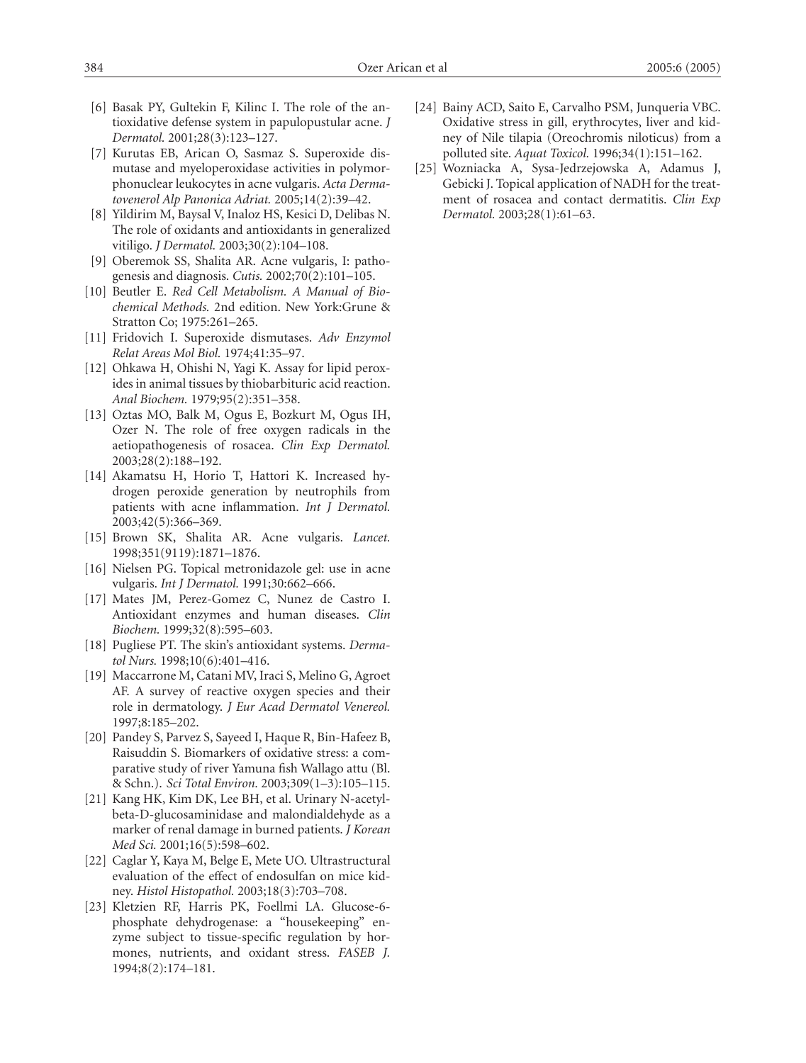[6] Basak PY, Gultekin F, Kilinc I. The role of the antioxidative defense system in papulopustular acne. *J Dermatol.* 2001;28(3):123–127.

[7] Kurutas EB, Arican O, Sasmaz S. Superoxide dismutase and myeloperoxidase activities in polymorphonuclear leukocytes in acne vulgaris. *Acta Dermatovenerol Alp Panonica Adriat.* 2005;14(2):39–42.

[8] Yildirim M, Baysal V, Inaloz HS, Kesici D, Delibas N. The role of oxidants and antioxidants in generalized vitiligo. *J Dermatol.* 2003;30(2):104–108.

[9] Oberemok SS, Shalita AR. Acne vulgaris, I: pathogenesis and diagnosis. *Cutis.* 2002;70(2):101–105.

[10] Beutler E. *Red Cell Metabolism. A Manual of Biochemical Methods.* 2nd edition. New York:Grune & Stratton Co; 1975:261–265.

[11] Fridovich I. Superoxide dismutases. *Adv Enzymol Relat Areas Mol Biol.* 1974;41:35–97.

[12] Ohkawa H, Ohishi N, Yagi K. Assay for lipid peroxides in animal tissues by thiobarbituric acid reaction. *Anal Biochem.* 1979;95(2):351–358.

[13] Oztas MO, Balk M, Ogus E, Bozkurt M, Ogus IH, Ozer N. The role of free oxygen radicals in the aetiopathogenesis of rosacea. *Clin Exp Dermatol.* 2003;28(2):188–192.

[14] Akamatsu H, Horio T, Hattori K. Increased hydrogen peroxide generation by neutrophils from patients with acne inflammation. *Int J Dermatol.* 2003;42(5):366–369.

[15] Brown SK, Shalita AR. Acne vulgaris. *Lancet.* 1998;351(9119):1871–1876.

[16] Nielsen PG. Topical metronidazole gel: use in acne vulgaris. *Int J Dermatol.* 1991;30:662–666.

[17] Mates JM, Perez-Gomez C, Nunez de Castro I. Antioxidant enzymes and human diseases. *Clin Biochem.* 1999;32(8):595–603.

[18] Pugliese PT. The skin's antioxidant systems. *Dermatol Nurs.* 1998;10(6):401–416.

[19] Maccarrone M, Catani MV, Iraci S, Melino G, Agroet AF. A survey of reactive oxygen species and their role in dermatology. *J Eur Acad Dermatol Venereol.* 1997;8:185–202.

[20] Pandey S, Parvez S, Sayeed I, Haque R, Bin-Hafeez B, Raisuddin S. Biomarkers of oxidative stress: a comparative study of river Yamuna fish Wallago attu (Bl. & Schn.). *Sci Total Environ.* 2003;309(1–3):105–115.

[21] Kang HK, Kim DK, Lee BH, et al. Urinary N-acetyl-beta-D-glucosaminidase and malondialdehyde as a marker of renal damage in burned patients. *J Korean Med Sci.* 2001;16(5):598–602.

[22] Caglar Y, Kaya M, Belge E, Mete UO. Ultrastructural evaluation of the effect of endosulfan on mice kidney. *Histol Histopathol.* 2003;18(3):703–708.

[23] Kletzien RF, Harris PK, Foellmi LA. Glucose-6-phosphate dehydrogenase: a "housekeeping" enzyme subject to tissue-specific regulation by hormones, nutrients, and oxidant stress. *FASEB J.* 1994;8(2):174–181.

[24] Bainy ACD, Saito E, Carvalho PSM, Junqueria VBC. Oxidative stress in gill, erythrocytes, liver and kidney of Nile tilapia (Oreochromis niloticus) from a polluted site. *Aquat Toxicol.* 1996;34(1):151–162.

[25] Wozniacka A, Sysa-Jedrzejowska A, Adamus J, Gebicki J. Topical application of NADH for the treatment of rosacea and contact dermatitis. *Clin Exp Dermatol.* 2003;28(1):61–63.